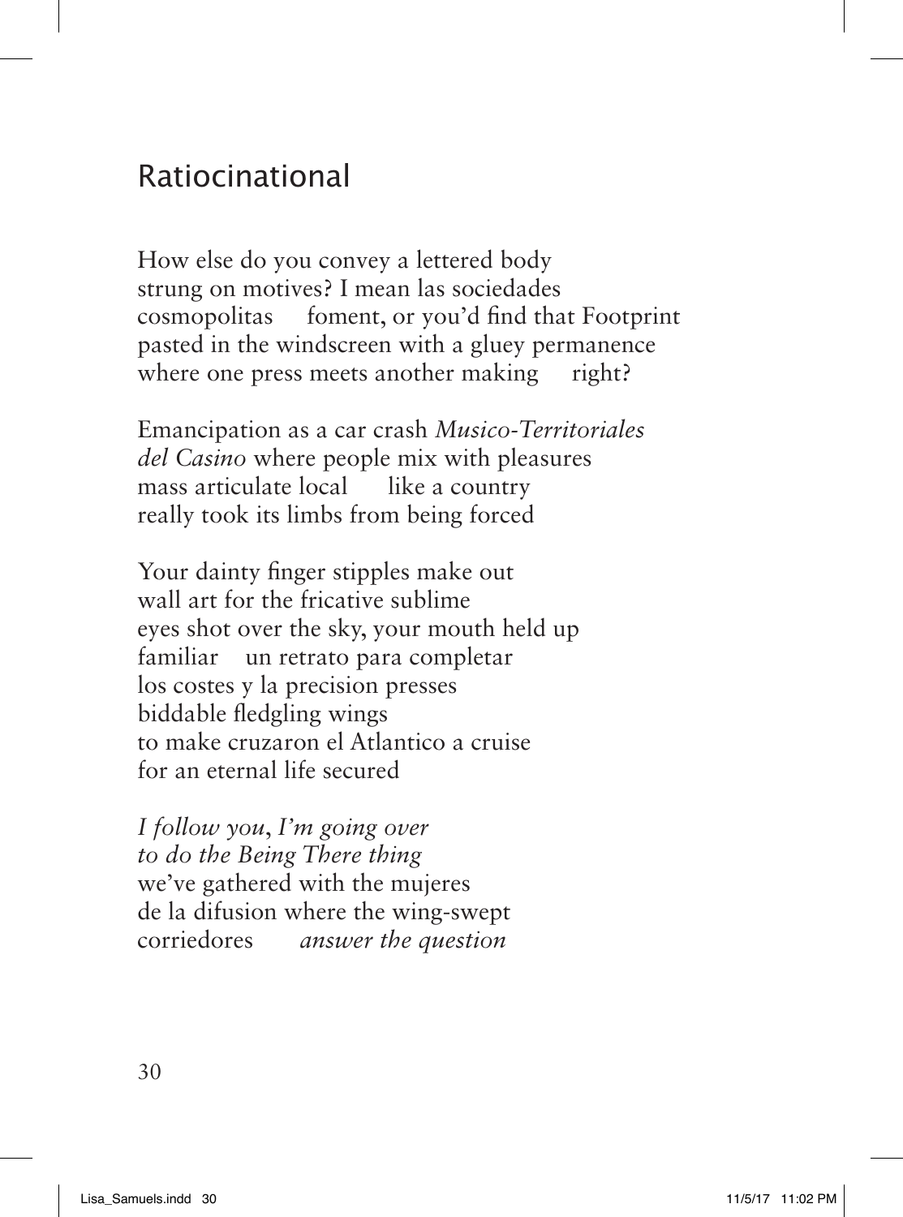## Ratiocinational

How else do you convey a lettered body
strung on motives? I mean las sociedades
cosmopolitas     foment, or you'd find that Footprint
pasted in the windscreen with a gluey permanence
where one press meets another making     right?

Emancipation as a car crash *Musico-Territoriales*
*del Casino* where people mix with pleasures
mass articulate local     like a country
really took its limbs from being forced

Your dainty finger stipples make out
wall art for the fricative sublime
eyes shot over the sky, your mouth held up
familiar   un retrato para completar
los costes y la precision presses
biddable fledgling wings
to make cruzaron el Atlantico a cruise
for an eternal life secured

*I follow you, I'm going over*
*to do the Being There thing*
we've gathered with the mujeres
de la difusion where the wing-swept
corriedores     *answer the question*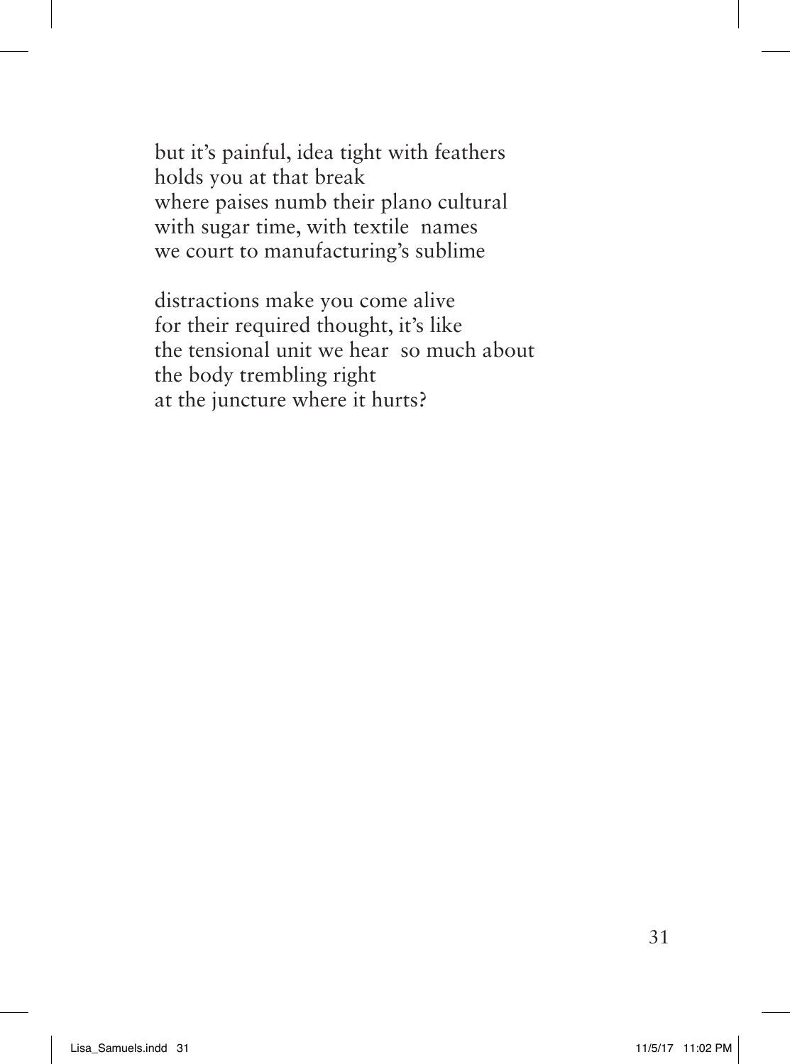but it's painful, idea tight with feathers  
holds you at that break  
where paises numb their plano cultural  
with sugar time, with textile  names  
we court to manufacturing's sublime

distractions make you come alive  
for their required thought, it's like  
the tensional unit we hear  so much about  
the body trembling right  
at the juncture where it hurts?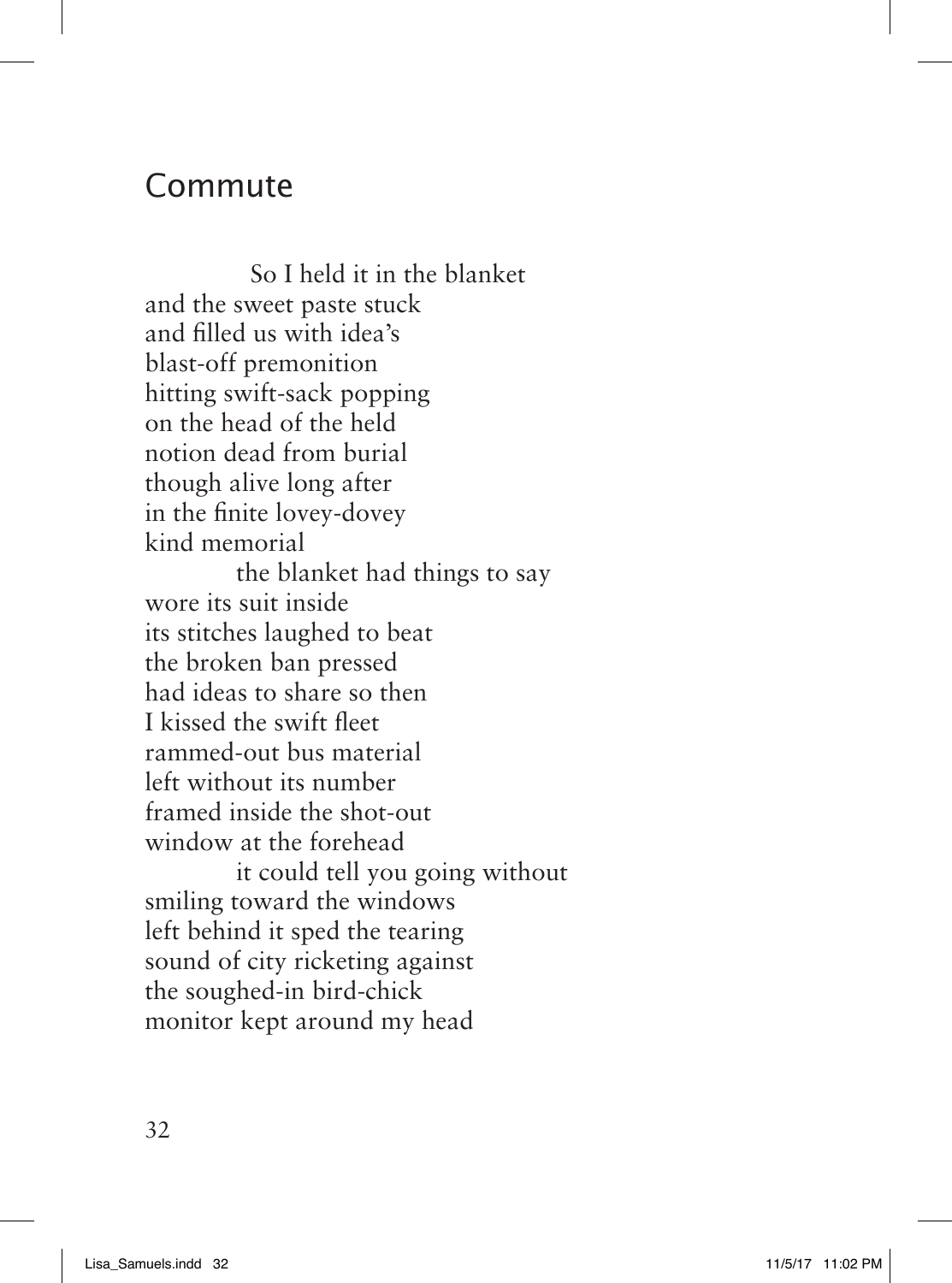# Commute

So I held it in the blanket  
and the sweet paste stuck  
and filled us with idea's  
blast-off premonition  
hitting swift-sack popping  
on the head of the held  
notion dead from burial  
though alive long after  
in the finite lovey-dovey  
kind memorial

the blanket had things to say  
wore its suit inside  
its stitches laughed to beat  
the broken ban pressed  
had ideas to share so then  
I kissed the swift fleet  
rammed-out bus material  
left without its number  
framed inside the shot-out  
window at the forehead

it could tell you going without  
smiling toward the windows  
left behind it sped the tearing  
sound of city ricketing against  
the soughed-in bird-chick  
monitor kept around my head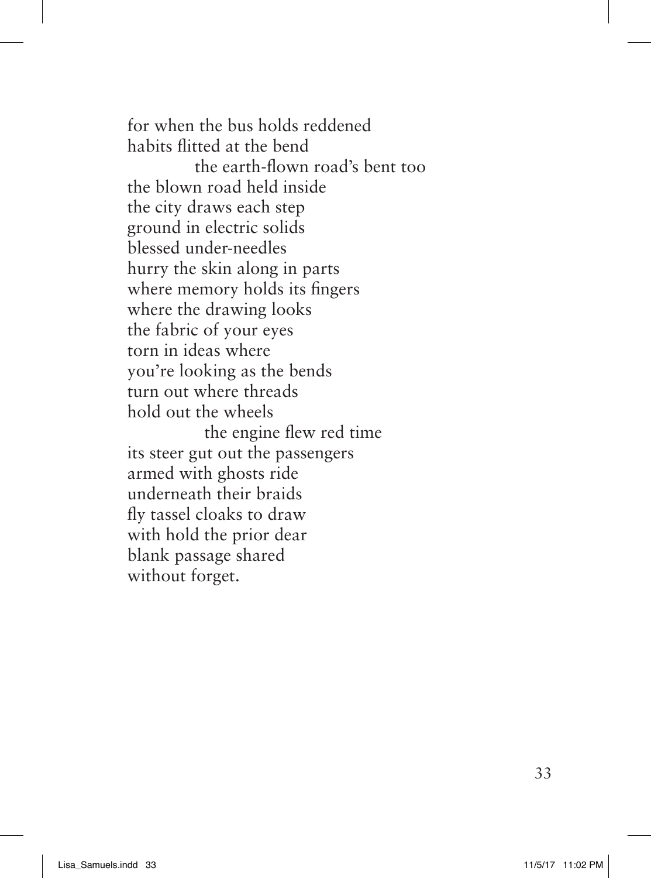for when the bus holds reddened
habits flitted at the bend
            the earth-flown road's bent too
the blown road held inside
the city draws each step
ground in electric solids
blessed under-needles
hurry the skin along in parts
where memory holds its fingers
where the drawing looks
the fabric of your eyes
torn in ideas where
you're looking as the bends
turn out where threads
hold out the wheels
            the engine flew red time
its steer gut out the passengers
armed with ghosts ride
underneath their braids
fly tassel cloaks to draw
with hold the prior dear
blank passage shared
without forget.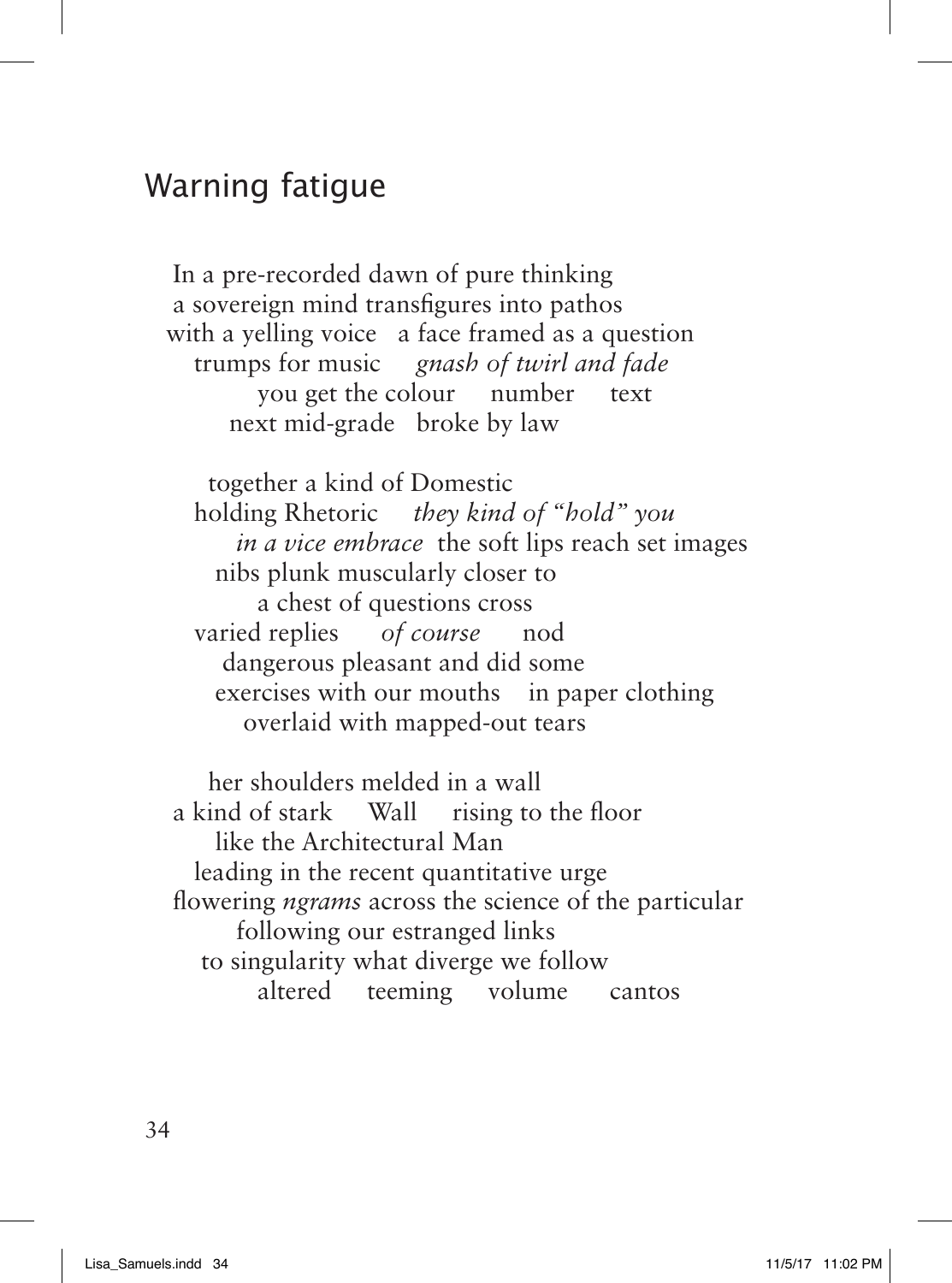## Warning fatigue

In a pre-recorded dawn of pure thinking  
a sovereign mind transfigures into pathos  
with a yelling voice   a face framed as a question  
trumps for music   *gnash of twirl and fade*  
you get the colour   number   text  
next mid-grade   broke by law

together a kind of Domestic  
holding Rhetoric   *they kind of "hold" you*  
*in a vice embrace*  the soft lips reach set images  
nibs plunk muscularly closer to  
a chest of questions cross  
varied replies   *of course*   nod  
dangerous pleasant and did some  
exercises with our mouths   in paper clothing  
overlaid with mapped-out tears

her shoulders melded in a wall  
a kind of stark   Wall   rising to the floor  
like the Architectural Man  
leading in the recent quantitative urge  
flowering *ngrams* across the science of the particular  
following our estranged links  
to singularity what diverge we follow  
altered   teeming   volume   cantos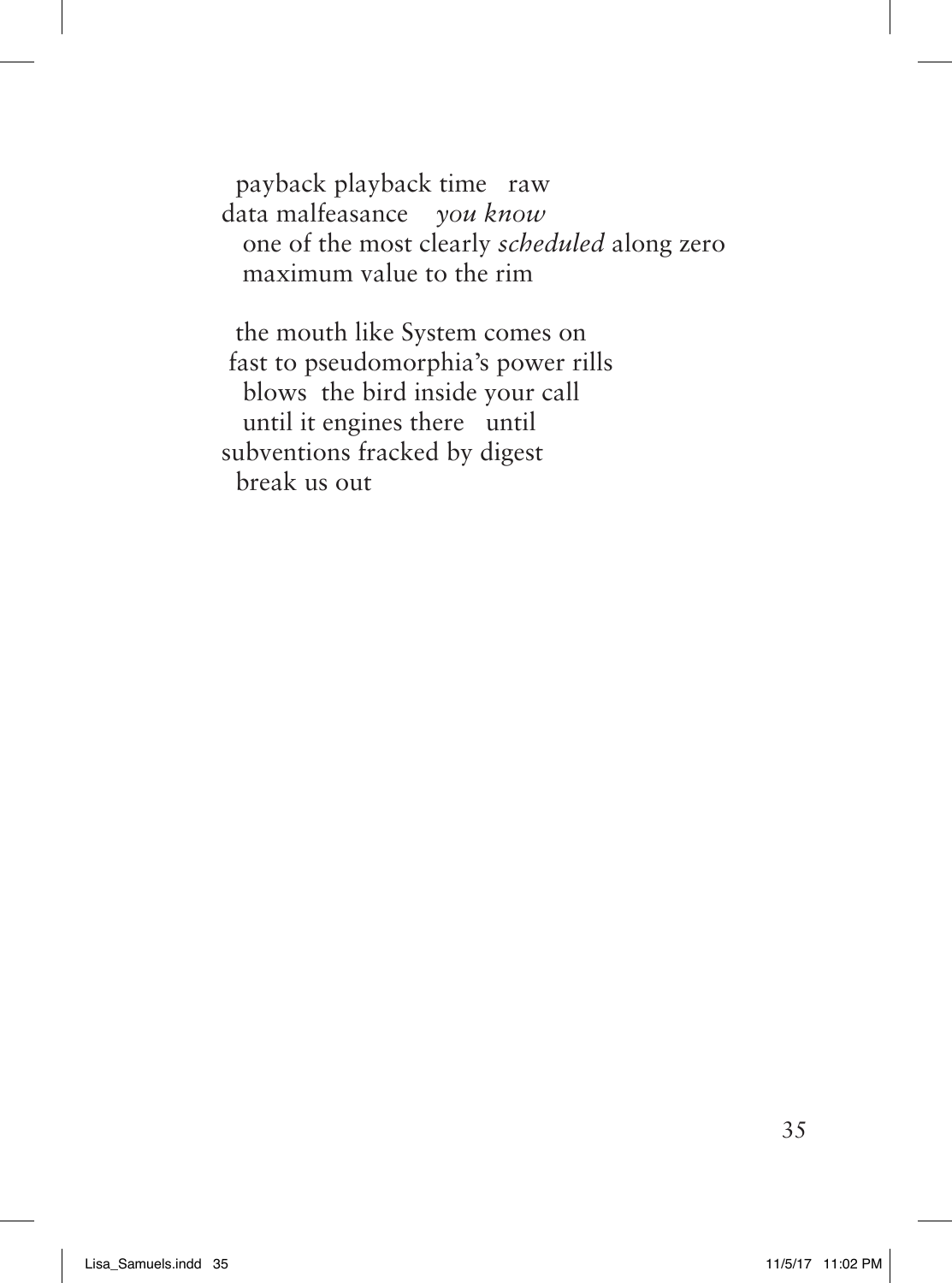payback playback time   raw  
data malfeasance   *you know*  
one of the most clearly *scheduled* along zero  
maximum value to the rim

the mouth like System comes on  
fast to pseudomorphia's power rills  
blows  the bird inside your call  
until it engines there   until  
subventions fracked by digest  
break us out